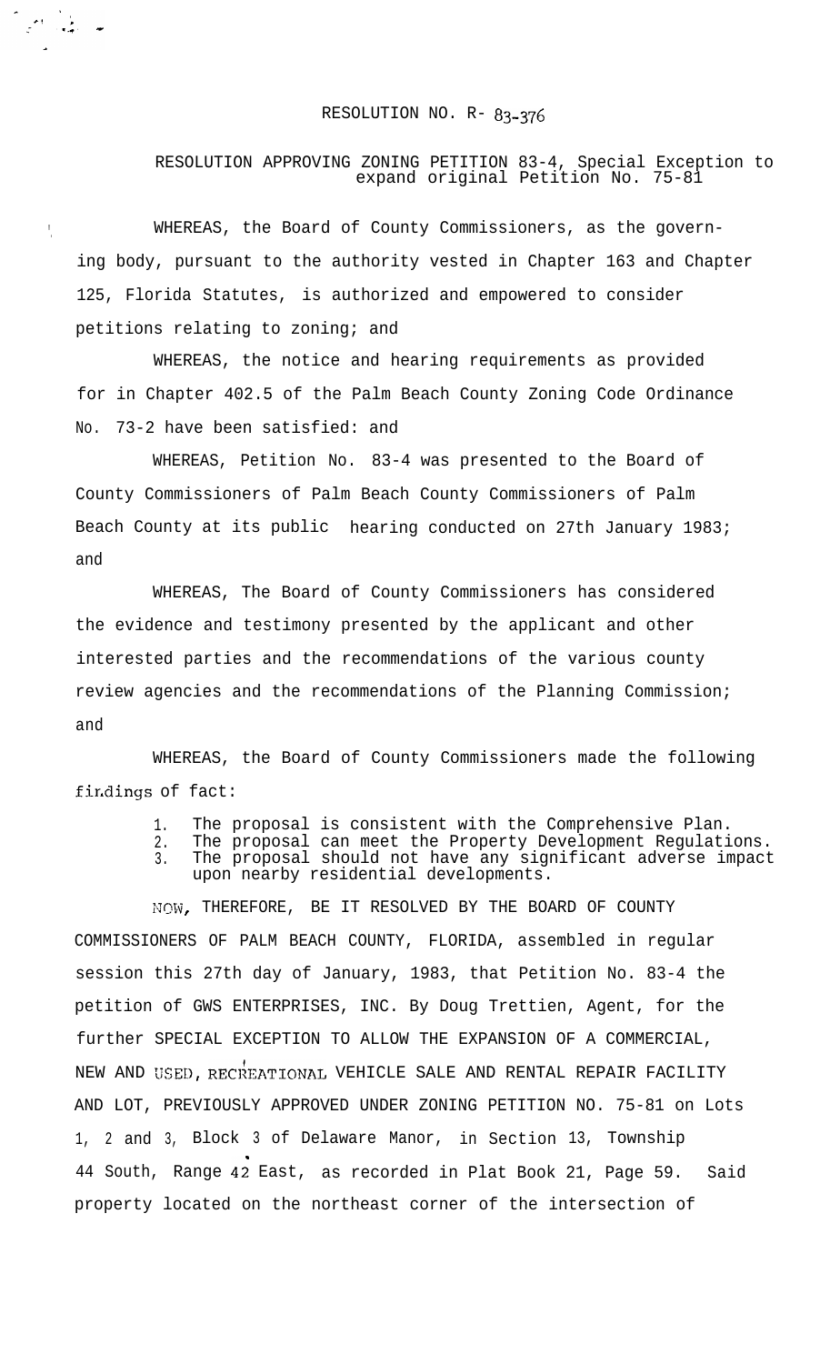RESOLUTION NO. R- 83-376

RESOLUTION APPROVING ZONING PETITION 83-4, Special Exception to expand original Petition No. 75-81

WHEREAS, the Board of County Commissioners, as the governing body, pursuant to the authority vested in Chapter 163 and Chapter 125, Florida Statutes, is authorized and empowered to consider petitions relating to zoning; and

WHEREAS, the notice and hearing requirements as provided for in Chapter 402.5 of the Palm Beach County Zoning Code Ordinance No. 73-2 have been satisfied: and

WHEREAS, Petition No. 83-4 was presented to the Board of County Commissioners of Palm Beach County Commissioners of Palm Beach County at its public hearing conducted on 27th January 1983; and

WHEREAS, The Board of County Commissioners has considered the evidence and testimony presented by the applicant and other interested parties and the recommendations of the various county review agencies and the recommendations of the Planning Commission; and

WHEREAS, the Board of County Commissioners made the following findings of fact:

1. The proposal is consistent with the Comprehensive Plan.
2. The proposal can meet the Property Development Regulations.
3. The proposal should not have any significant adverse impact upon nearby residential developments.

NOW, THEREFORE, BE IT RESOLVED BY THE BOARD OF COUNTY COMMISSIONERS OF PALM BEACH COUNTY, FLORIDA, assembled in regular session this 27th day of January, 1983, that Petition No. 83-4 the petition of GWS ENTERPRISES, INC. By Doug Trettien, Agent, for the further SPECIAL EXCEPTION TO ALLOW THE EXPANSION OF A COMMERCIAL, NEW AND USED, RECREATIONAL VEHICLE SALE AND RENTAL REPAIR FACILITY AND LOT, PREVIOUSLY APPROVED UNDER ZONING PETITION NO. 75-81 on Lots 1, 2 and 3, Block 3 of Delaware Manor, in Section 13, Township 44 South, Range 42 East, as recorded in Plat Book 21, Page 59. Said property located on the northeast corner of the intersection of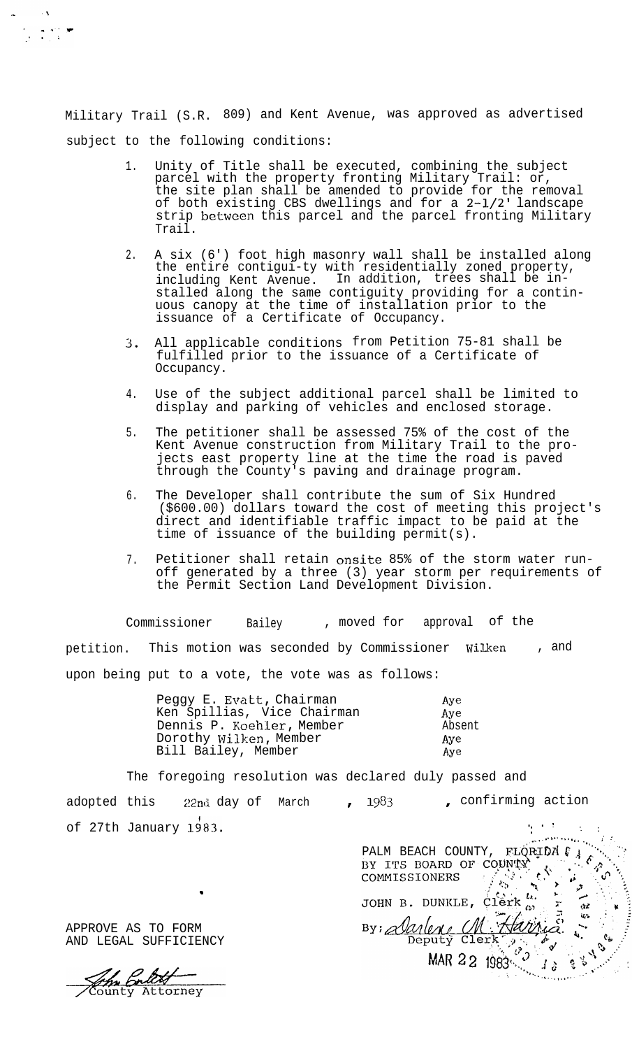Military Trail (S.R. 809) and Kent Avenue, was approved as advertised subject to the following conditions:

1. Unity of Title shall be executed, combining the subject parcel with the property fronting Military Trail: or, the site plan shall be amended to provide for the removal of both existing CBS dwellings and for a 2-1/2' landscape strip between this parcel and the parcel fronting Military Trail.

2. A six (6') foot high masonry wall shall be installed along the entire contigui-ty with residentially zoned property, including Kent Avenue. In addition, trees shall be installed along the same contiguity providing for a continuous canopy at the time of installation prior to the issuance of a Certificate of Occupancy.

3. All applicable conditions from Petition 75-81 shall be fulfilled prior to the issuance of a Certificate of Occupancy.

4. Use of the subject additional parcel shall be limited to display and parking of vehicles and enclosed storage.

5. The petitioner shall be assessed 75% of the cost of the Kent Avenue construction from Military Trail to the projects east property line at the time the road is paved through the County's paving and drainage program.

6. The Developer shall contribute the sum of Six Hundred ($600.00) dollars toward the cost of meeting this project's direct and identifiable traffic impact to be paid at the time of issuance of the building permit(s).

7. Petitioner shall retain onsite 85% of the storm water runoff generated by a three (3) year storm per requirements of the Permit Section Land Development Division.

Commissioner Bailey, moved for approval of the petition. This motion was seconded by Commissioner Wilken, and upon being put to a vote, the vote was as follows:

| | |
|---|---|
| Peggy E. Evatt, Chairman | Aye |
| Ken Spillias, Vice Chairman | Aye |
| Dennis P. Koehler, Member | Absent |
| Dorothy Wilken, Member | Aye |
| Bill Bailey, Member | Aye |

The foregoing resolution was declared duly passed and adopted this 22nd day of March, 1983, confirming action of 27th January 1983.

PALM BEACH COUNTY, FLORIDA
BY ITS BOARD OF COUNTY COMMISSIONERS

JOHN B. DUNKLE, Clerk

By: Darlene M. Harris
Deputy Clerk

MAR 22 1983

APPROVE AS TO FORM AND LEGAL SUFFICIENCY

County Attorney